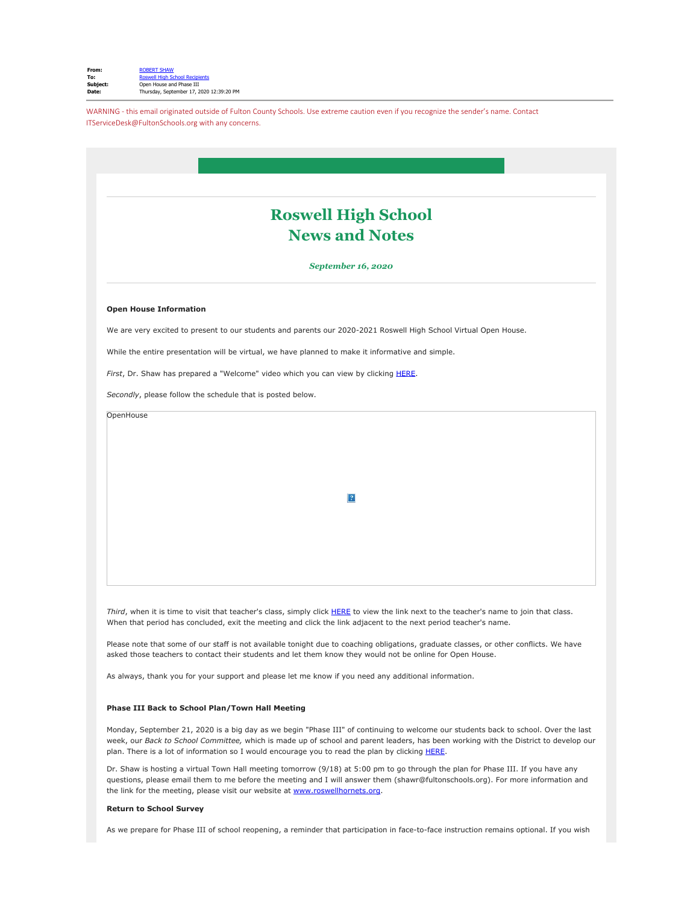**From:** ROBERT SHAW
**To:** Roswell High School Recipients
**Subject:** Open House and Phase III
**Date:** Thursday, September 17, 2020 12:39:20 PM

WARNING - this email originated outside of Fulton County Schools. Use extreme caution even if you recognize the sender's name. Contact ITServiceDesk@FultonSchools.org with any concerns.

# Roswell High School
# News and Notes

***September 16, 2020***

**Open House Information**

We are very excited to present to our students and parents our 2020-2021 Roswell High School Virtual Open House.

While the entire presentation will be virtual, we have planned to make it informative and simple.

*First*, Dr. Shaw has prepared a "Welcome" video which you can view by clicking HERE.

*Secondly*, please follow the schedule that is posted below.

OpenHouse

*Third*, when it is time to visit that teacher's class, simply click HERE to view the link next to the teacher's name to join that class. When that period has concluded, exit the meeting and click the link adjacent to the next period teacher's name.

Please note that some of our staff is not available tonight due to coaching obligations, graduate classes, or other conflicts. We have asked those teachers to contact their students and let them know they would not be online for Open House.

As always, thank you for your support and please let me know if you need any additional information.

**Phase III Back to School Plan/Town Hall Meeting**

Monday, September 21, 2020 is a big day as we begin "Phase III" of continuing to welcome our students back to school. Over the last week, our *Back to School Committee,* which is made up of school and parent leaders, has been working with the District to develop our plan. There is a lot of information so I would encourage you to read the plan by clicking HERE.

Dr. Shaw is hosting a virtual Town Hall meeting tomorrow (9/18) at 5:00 pm to go through the plan for Phase III. If you have any questions, please email them to me before the meeting and I will answer them (shawr@fultonschools.org). For more information and the link for the meeting, please visit our website at www.roswellhornets.org.

**Return to School Survey**

As we prepare for Phase III of school reopening, a reminder that participation in face-to-face instruction remains optional. If you wish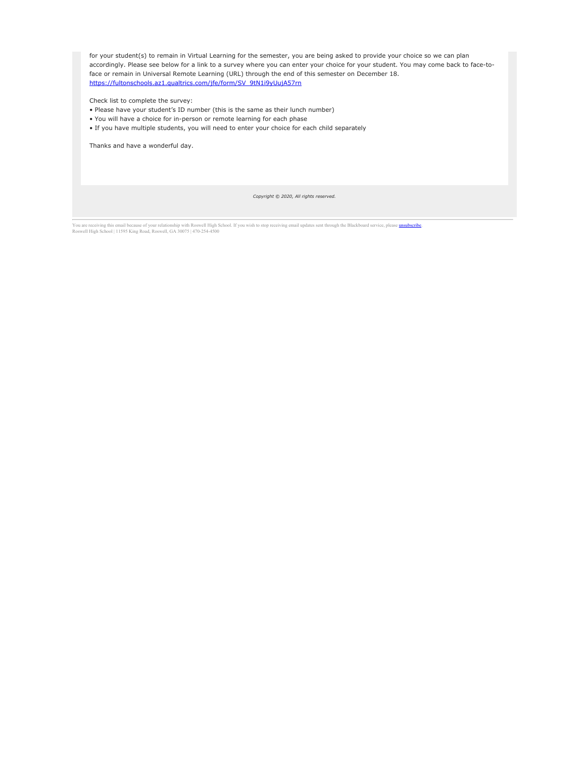for your student(s) to remain in Virtual Learning for the semester, you are being asked to provide your choice so we can plan accordingly. Please see below for a link to a survey where you can enter your choice for your student. You may come back to face-to-face or remain in Universal Remote Learning (URL) through the end of this semester on December 18.
https://fultonschools.az1.qualtrics.com/jfe/form/SV_9tN1i9yUujA57rn

Check list to complete the survey:

- Please have your student's ID number (this is the same as their lunch number)
- You will have a choice for in-person or remote learning for each phase
- If you have multiple students, you will need to enter your choice for each child separately

Thanks and have a wonderful day.

*Copyright © 2020, All rights reserved.*

You are receiving this email because of your relationship with Roswell High School. If you wish to stop receiving email updates sent through the Blackboard service, please unsubscribe.
Roswell High School | 11595 King Road, Roswell, GA 30075 | 470-254-4500